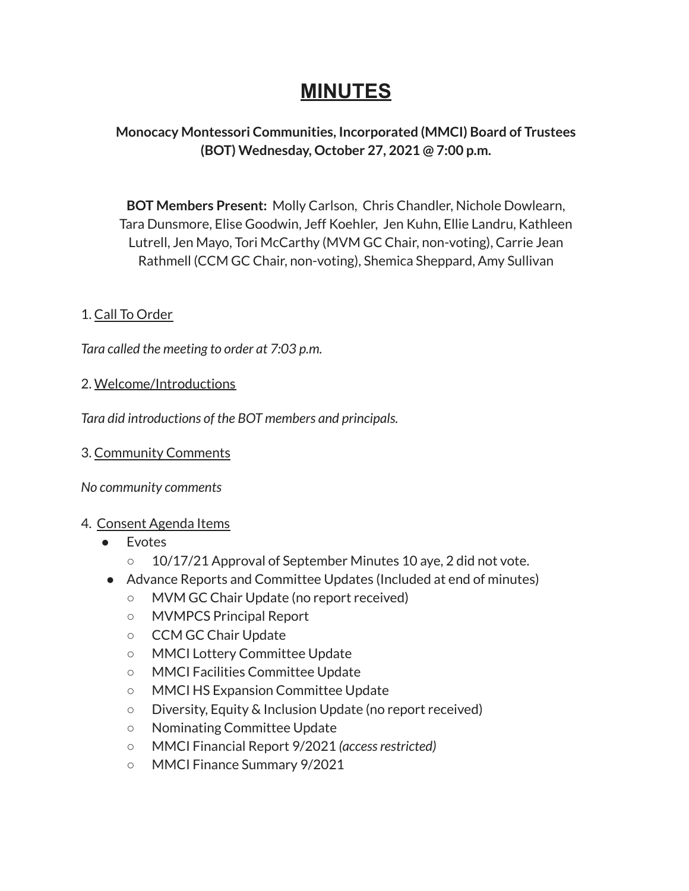# <u>MINUTES</u>

**Monocacy Montessori Communities, Incorporated (MMCI) Board of Trustees (BOT) Wednesday, October 27, 2021 @ 7:00 p.m.**

**BOT Members Present:** Molly Carlson, Chris Chandler, Nichole Dowlearn, Tara Dunsmore, Elise Goodwin, Jeff Koehler, Jen Kuhn, Ellie Landru, Kathleen Lutrell, Jen Mayo, Tori McCarthy (MVM GC Chair, non-voting), Carrie Jean Rathmell (CCM GC Chair, non-voting), Shemica Sheppard, Amy Sullivan

1. <u>Call To Order</u>

*Tara called the meeting to order at 7:03 p.m.*

2. <u>Welcome/Introductions</u>

*Tara did introductions of the BOT members and principals.*

3. <u>Community Comments</u>

*No community comments*

4. <u>Consent Agenda Items</u>

- Evotes
  - 10/17/21 Approval of September Minutes 10 aye, 2 did not vote.
- Advance Reports and Committee Updates (Included at end of minutes)
  - MVM GC Chair Update (no report received)
  - MVMPCS Principal Report
  - CCM GC Chair Update
  - MMCI Lottery Committee Update
  - MMCI Facilities Committee Update
  - MMCI HS Expansion Committee Update
  - Diversity, Equity & Inclusion Update (no report received)
  - Nominating Committee Update
  - MMCI Financial Report 9/2021 *(access restricted)*
  - MMCI Finance Summary 9/2021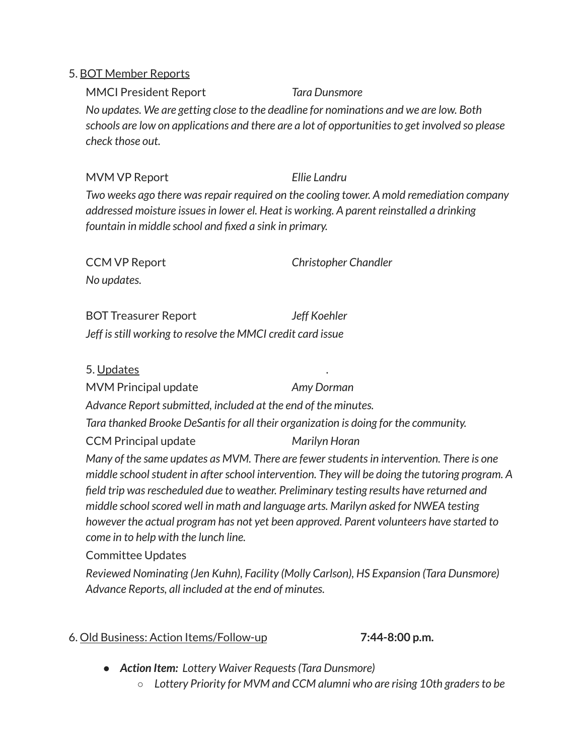5. <u>BOT Member Reports</u>

MMCI President Report *Tara Dunsmore*

*No updates. We are getting close to the deadline for nominations and we are low. Both schools are low on applications and there are a lot of opportunities to get involved so please check those out.*

MVM VP Report *Ellie Landru*

*Two weeks ago there was repair required on the cooling tower. A mold remediation company addressed moisture issues in lower el. Heat is working. A parent reinstalled a drinking fountain in middle school and fixed a sink in primary.*

CCM VP Report *Christopher Chandler*

*No updates.*

BOT Treasurer Report *Jeff Koehler*

*Jeff is still working to resolve the MMCI credit card issue*

5. <u>Updates</u> .

MVM Principal update *Amy Dorman*

*Advance Report submitted, included at the end of the minutes.*

*Tara thanked Brooke DeSantis for all their organization is doing for the community.*

CCM Principal update *Marilyn Horan*

*Many of the same updates as MVM. There are fewer students in intervention. There is one middle school student in after school intervention. They will be doing the tutoring program. A field trip was rescheduled due to weather. Preliminary testing results have returned and middle school scored well in math and language arts. Marilyn asked for NWEA testing however the actual program has not yet been approved. Parent volunteers have started to come in to help with the lunch line.*

Committee Updates

*Reviewed Nominating (Jen Kuhn), Facility (Molly Carlson), HS Expansion (Tara Dunsmore) Advance Reports, all included at the end of minutes.*

6. <u>Old Business: Action Items/Follow-up</u> **7:44-8:00 p.m.**

- ***Action Item:*** *Lottery Waiver Requests (Tara Dunsmore)*
  - *Lottery Priority for MVM and CCM alumni who are rising 10th graders to be*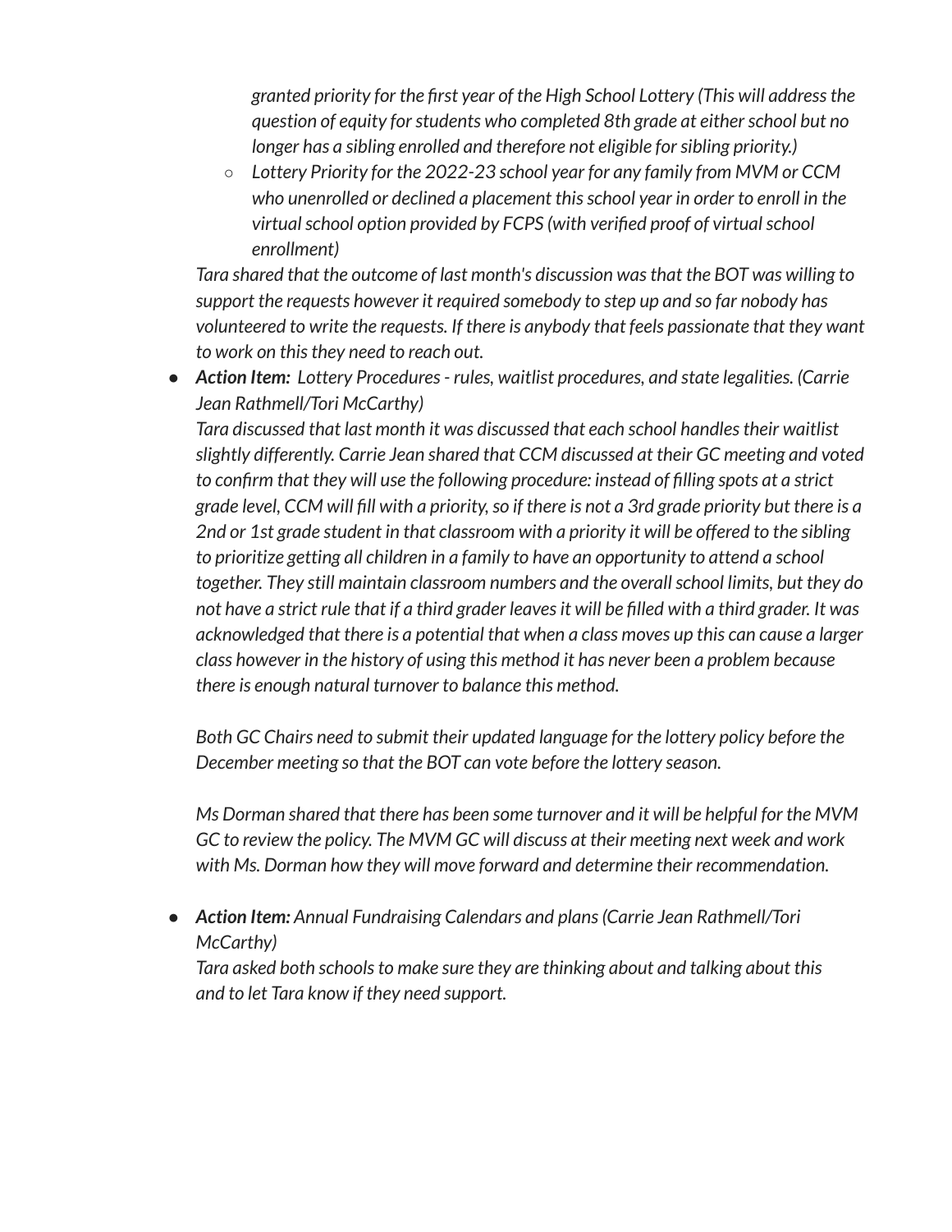*granted priority for the first year of the High School Lottery (This will address the question of equity for students who completed 8th grade at either school but no longer has a sibling enrolled and therefore not eligible for sibling priority.)*
    - *Lottery Priority for the 2022-23 school year for any family from MVM or CCM who unenrolled or declined a placement this school year in order to enroll in the virtual school option provided by FCPS (with verified proof of virtual school enrollment)*

  *Tara shared that the outcome of last month's discussion was that the BOT was willing to support the requests however it required somebody to step up and so far nobody has volunteered to write the requests. If there is anybody that feels passionate that they want to work on this they need to reach out.*

- ***Action Item:** Lottery Procedures - rules, waitlist procedures, and state legalities. (Carrie Jean Rathmell/Tori McCarthy)*

  *Tara discussed that last month it was discussed that each school handles their waitlist slightly differently. Carrie Jean shared that CCM discussed at their GC meeting and voted to confirm that they will use the following procedure: instead of filling spots at a strict grade level, CCM will fill with a priority, so if there is not a 3rd grade priority but there is a 2nd or 1st grade student in that classroom with a priority it will be offered to the sibling to prioritize getting all children in a family to have an opportunity to attend a school together. They still maintain classroom numbers and the overall school limits, but they do not have a strict rule that if a third grader leaves it will be filled with a third grader. It was acknowledged that there is a potential that when a class moves up this can cause a larger class however in the history of using this method it has never been a problem because there is enough natural turnover to balance this method.*

  *Both GC Chairs need to submit their updated language for the lottery policy before the December meeting so that the BOT can vote before the lottery season.*

  *Ms Dorman shared that there has been some turnover and it will be helpful for the MVM GC to review the policy. The MVM GC will discuss at their meeting next week and work with Ms. Dorman how they will move forward and determine their recommendation.*

- ***Action Item:** Annual Fundraising Calendars and plans (Carrie Jean Rathmell/Tori McCarthy)*

  *Tara asked both schools to make sure they are thinking about and talking about this and to let Tara know if they need support.*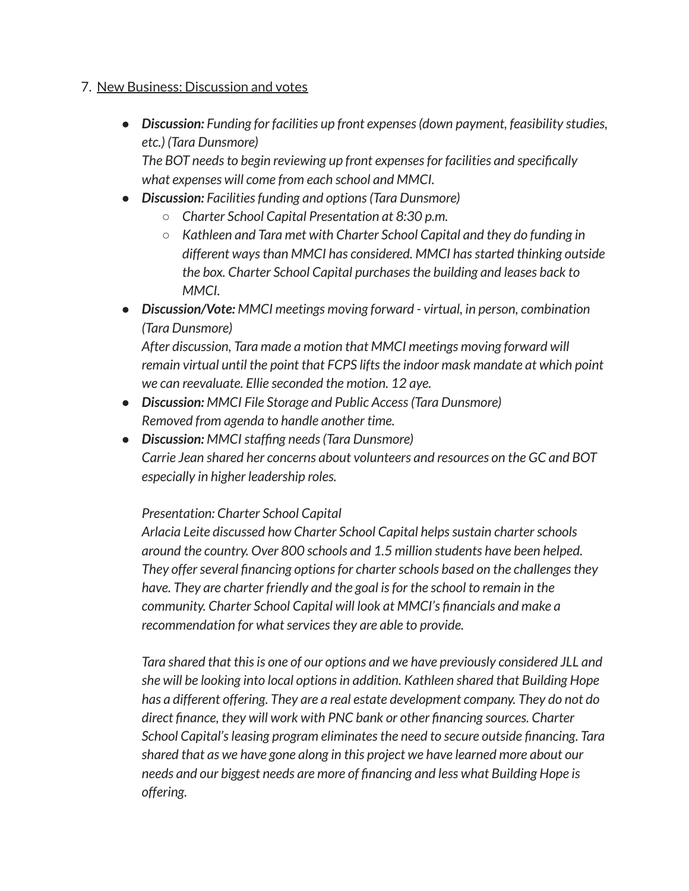7. <u>New Business: Discussion and votes</u>

- ***Discussion:*** *Funding for facilities up front expenses (down payment, feasibility studies, etc.) (Tara Dunsmore)*
  *The BOT needs to begin reviewing up front expenses for facilities and specifically what expenses will come from each school and MMCI.*
- ***Discussion:*** *Facilities funding and options (Tara Dunsmore)*
  - *Charter School Capital Presentation at 8:30 p.m.*
  - *Kathleen and Tara met with Charter School Capital and they do funding in different ways than MMCI has considered. MMCI has started thinking outside the box. Charter School Capital purchases the building and leases back to MMCI.*
- ***Discussion/Vote:*** *MMCI meetings moving forward - virtual, in person, combination (Tara Dunsmore)*
  *After discussion, Tara made a motion that MMCI meetings moving forward will remain virtual until the point that FCPS lifts the indoor mask mandate at which point we can reevaluate. Ellie seconded the motion. 12 aye.*
- ***Discussion:*** *MMCI File Storage and Public Access (Tara Dunsmore)*
  *Removed from agenda to handle another time.*
- ***Discussion:*** *MMCI staffing needs (Tara Dunsmore)*
  *Carrie Jean shared her concerns about volunteers and resources on the GC and BOT especially in higher leadership roles.*

  *Presentation: Charter School Capital*
  *Arlacia Leite discussed how Charter School Capital helps sustain charter schools around the country. Over 800 schools and 1.5 million students have been helped. They offer several financing options for charter schools based on the challenges they have. They are charter friendly and the goal is for the school to remain in the community. Charter School Capital will look at MMCI's financials and make a recommendation for what services they are able to provide.*

  *Tara shared that this is one of our options and we have previously considered JLL and she will be looking into local options in addition. Kathleen shared that Building Hope has a different offering. They are a real estate development company. They do not do direct finance, they will work with PNC bank or other financing sources. Charter School Capital's leasing program eliminates the need to secure outside financing. Tara shared that as we have gone along in this project we have learned more about our needs and our biggest needs are more of financing and less what Building Hope is offering.*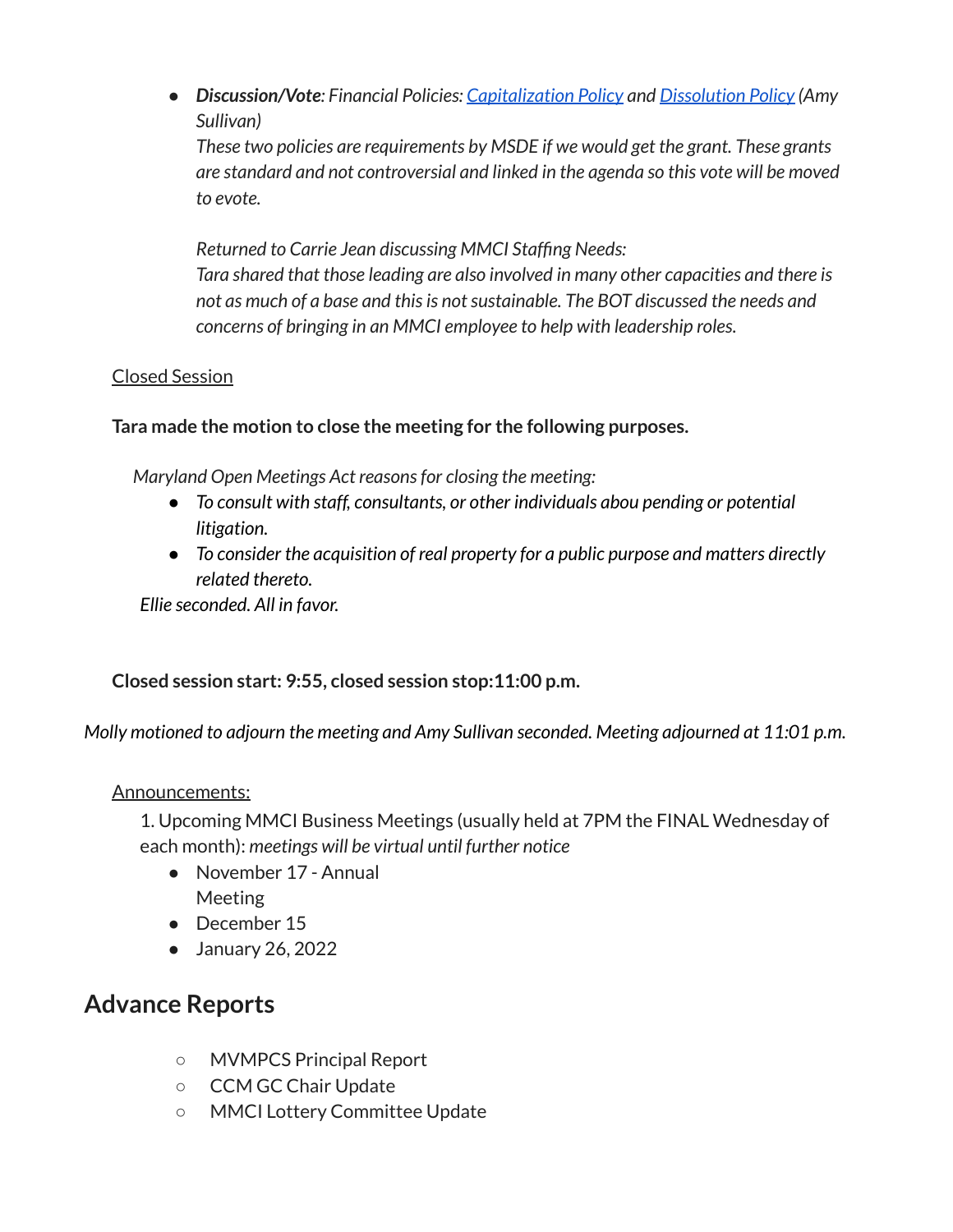- ***Discussion/Vote**: Financial Policies: Capitalization Policy and Dissolution Policy (Amy Sullivan)*
  *These two policies are requirements by MSDE if we would get the grant. These grants are standard and not controversial and linked in the agenda so this vote will be moved to evote.*

  *Returned to Carrie Jean discussing MMCI Staffing Needs:*
  *Tara shared that those leading are also involved in many other capacities and there is not as much of a base and this is not sustainable. The BOT discussed the needs and concerns of bringing in an MMCI employee to help with leadership roles.*

Closed Session

**Tara made the motion to close the meeting for the following purposes.**

*Maryland Open Meetings Act reasons for closing the meeting:*

- *To consult with staff, consultants, or other individuals abou pending or potential litigation.*
- *To consider the acquisition of real property for a public purpose and matters directly related thereto.*

*Ellie seconded. All in favor.*

**Closed session start: 9:55, closed session stop:11:00 p.m.**

*Molly motioned to adjourn the meeting and Amy Sullivan seconded. Meeting adjourned at 11:01 p.m.*

Announcements:

1. Upcoming MMCI Business Meetings (usually held at 7PM the FINAL Wednesday of each month): *meetings will be virtual until further notice*
   - November 17 - Annual Meeting
   - December 15
   - January 26, 2022

## Advance Reports

- MVMPCS Principal Report
- CCM GC Chair Update
- MMCI Lottery Committee Update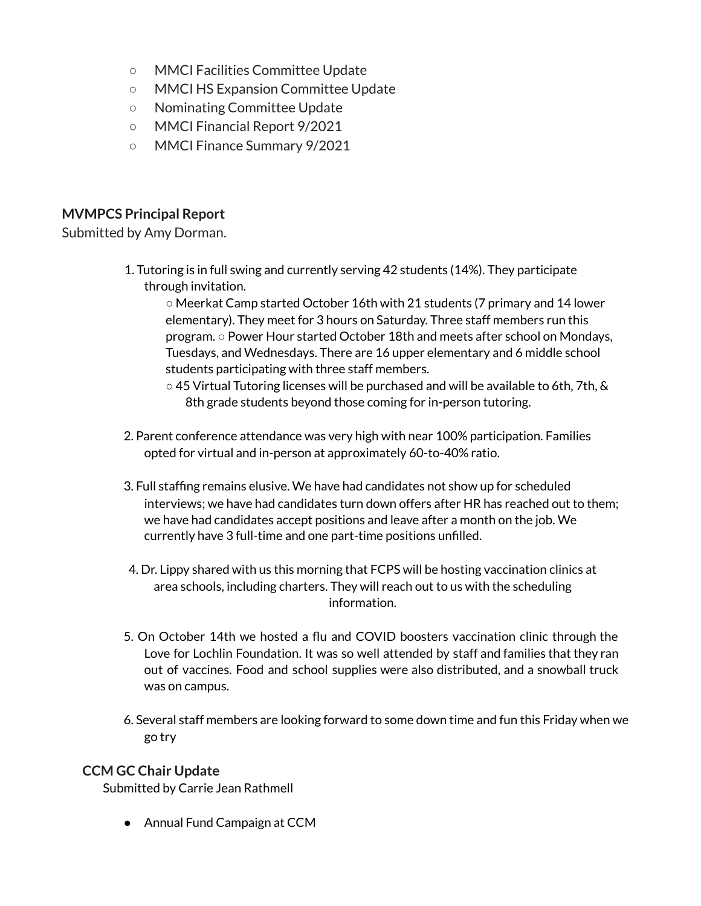- MMCI Facilities Committee Update
- MMCI HS Expansion Committee Update
- Nominating Committee Update
- MMCI Financial Report 9/2021
- MMCI Finance Summary 9/2021

**MVMPCS Principal Report**

Submitted by Amy Dorman.

1. Tutoring is in full swing and currently serving 42 students (14%). They participate through invitation.
   - Meerkat Camp started October 16th with 21 students (7 primary and 14 lower elementary). They meet for 3 hours on Saturday. Three staff members run this program. ○ Power Hour started October 18th and meets after school on Mondays, Tuesdays, and Wednesdays. There are 16 upper elementary and 6 middle school students participating with three staff members.
   - 45 Virtual Tutoring licenses will be purchased and will be available to 6th, 7th, & 8th grade students beyond those coming for in-person tutoring.

2. Parent conference attendance was very high with near 100% participation. Families opted for virtual and in-person at approximately 60-to-40% ratio.

3. Full staffing remains elusive. We have had candidates not show up for scheduled interviews; we have had candidates turn down offers after HR has reached out to them; we have had candidates accept positions and leave after a month on the job. We currently have 3 full-time and one part-time positions unfilled.

4. Dr. Lippy shared with us this morning that FCPS will be hosting vaccination clinics at area schools, including charters. They will reach out to us with the scheduling information.

5. On October 14th we hosted a flu and COVID boosters vaccination clinic through the Love for Lochlin Foundation. It was so well attended by staff and families that they ran out of vaccines. Food and school supplies were also distributed, and a snowball truck was on campus.

6. Several staff members are looking forward to some down time and fun this Friday when we go try

**CCM GC Chair Update**

Submitted by Carrie Jean Rathmell

- Annual Fund Campaign at CCM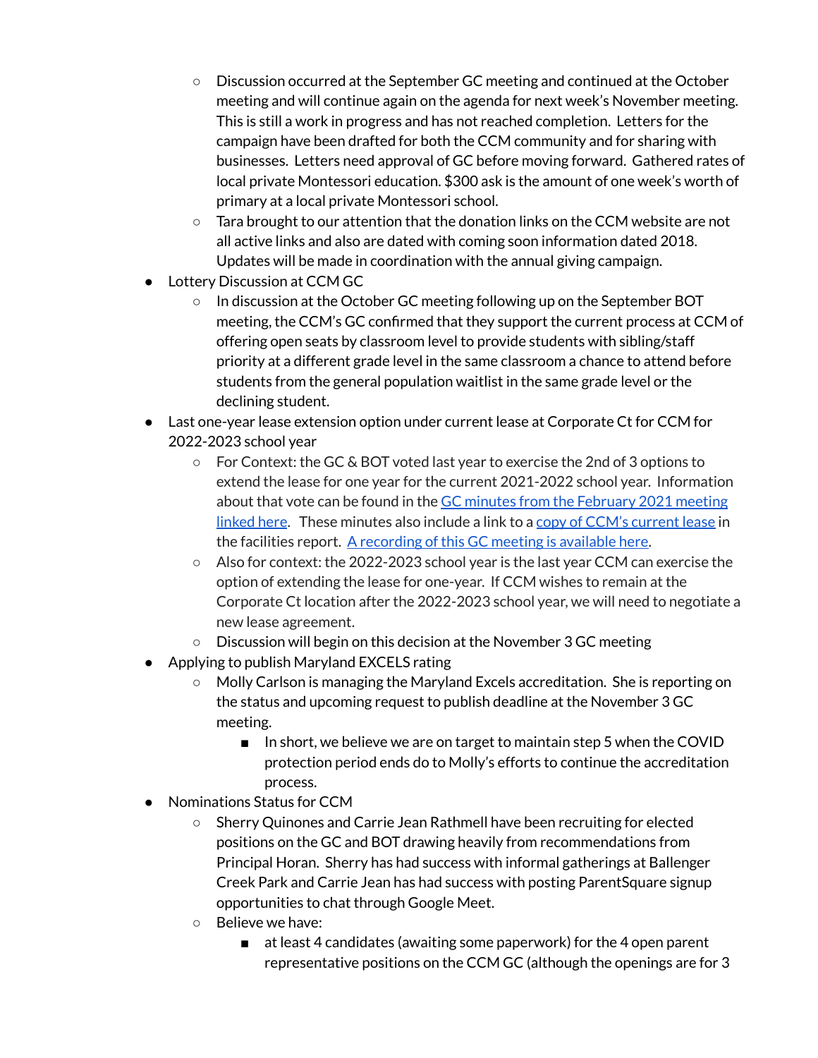- Discussion occurred at the September GC meeting and continued at the October meeting and will continue again on the agenda for next week's November meeting. This is still a work in progress and has not reached completion. Letters for the campaign have been drafted for both the CCM community and for sharing with businesses. Letters need approval of GC before moving forward. Gathered rates of local private Montessori education. $300 ask is the amount of one week's worth of primary at a local private Montessori school.
    - Tara brought to our attention that the donation links on the CCM website are not all active links and also are dated with coming soon information dated 2018. Updates will be made in coordination with the annual giving campaign.
- Lottery Discussion at CCM GC
    - In discussion at the October GC meeting following up on the September BOT meeting, the CCM's GC confirmed that they support the current process at CCM of offering open seats by classroom level to provide students with sibling/staff priority at a different grade level in the same classroom a chance to attend before students from the general population waitlist in the same grade level or the declining student.
- Last one-year lease extension option under current lease at Corporate Ct for CCM for 2022-2023 school year
    - For Context: the GC & BOT voted last year to exercise the 2nd of 3 options to extend the lease for one year for the current 2021-2022 school year. Information about that vote can be found in the [GC minutes from the February 2021 meeting linked here](). These minutes also include a link to a [copy of CCM's current lease]() in the facilities report. [A recording of this GC meeting is available here]().
    - Also for context: the 2022-2023 school year is the last year CCM can exercise the option of extending the lease for one-year. If CCM wishes to remain at the Corporate Ct location after the 2022-2023 school year, we will need to negotiate a new lease agreement.
    - Discussion will begin on this decision at the November 3 GC meeting
- Applying to publish Maryland EXCELS rating
    - Molly Carlson is managing the Maryland Excels accreditation. She is reporting on the status and upcoming request to publish deadline at the November 3 GC meeting.
        - In short, we believe we are on target to maintain step 5 when the COVID protection period ends do to Molly's efforts to continue the accreditation process.
- Nominations Status for CCM
    - Sherry Quinones and Carrie Jean Rathmell have been recruiting for elected positions on the GC and BOT drawing heavily from recommendations from Principal Horan. Sherry has had success with informal gatherings at Ballenger Creek Park and Carrie Jean has had success with posting ParentSquare signup opportunities to chat through Google Meet.
    - Believe we have:
        - at least 4 candidates (awaiting some paperwork) for the 4 open parent representative positions on the CCM GC (although the openings are for 3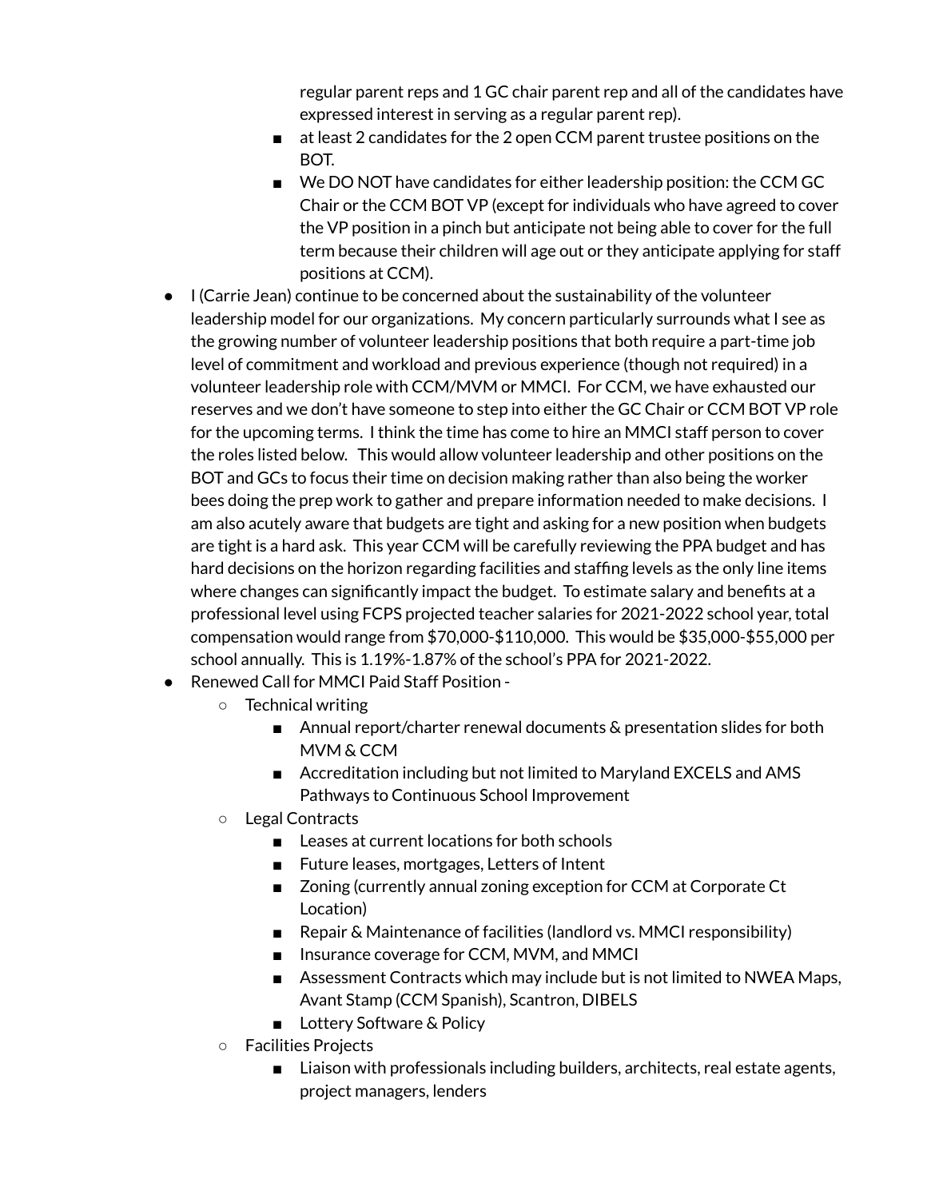- regular parent reps and 1 GC chair parent rep and all of the candidates have expressed interest in serving as a regular parent rep).
    - at least 2 candidates for the 2 open CCM parent trustee positions on the BOT.
    - We DO NOT have candidates for either leadership position: the CCM GC Chair or the CCM BOT VP (except for individuals who have agreed to cover the VP position in a pinch but anticipate not being able to cover for the full term because their children will age out or they anticipate applying for staff positions at CCM).
- I (Carrie Jean) continue to be concerned about the sustainability of the volunteer leadership model for our organizations. My concern particularly surrounds what I see as the growing number of volunteer leadership positions that both require a part-time job level of commitment and workload and previous experience (though not required) in a volunteer leadership role with CCM/MVM or MMCI. For CCM, we have exhausted our reserves and we don't have someone to step into either the GC Chair or CCM BOT VP role for the upcoming terms. I think the time has come to hire an MMCI staff person to cover the roles listed below. This would allow volunteer leadership and other positions on the BOT and GCs to focus their time on decision making rather than also being the worker bees doing the prep work to gather and prepare information needed to make decisions. I am also acutely aware that budgets are tight and asking for a new position when budgets are tight is a hard ask. This year CCM will be carefully reviewing the PPA budget and has hard decisions on the horizon regarding facilities and staffing levels as the only line items where changes can significantly impact the budget. To estimate salary and benefits at a professional level using FCPS projected teacher salaries for 2021-2022 school year, total compensation would range from $70,000-$110,000. This would be $35,000-$55,000 per school annually. This is 1.19%-1.87% of the school's PPA for 2021-2022.
- Renewed Call for MMCI Paid Staff Position -
  - Technical writing
    - Annual report/charter renewal documents & presentation slides for both MVM & CCM
    - Accreditation including but not limited to Maryland EXCELS and AMS Pathways to Continuous School Improvement
  - Legal Contracts
    - Leases at current locations for both schools
    - Future leases, mortgages, Letters of Intent
    - Zoning (currently annual zoning exception for CCM at Corporate Ct Location)
    - Repair & Maintenance of facilities (landlord vs. MMCI responsibility)
    - Insurance coverage for CCM, MVM, and MMCI
    - Assessment Contracts which may include but is not limited to NWEA Maps, Avant Stamp (CCM Spanish), Scantron, DIBELS
    - Lottery Software & Policy
  - Facilities Projects
    - Liaison with professionals including builders, architects, real estate agents, project managers, lenders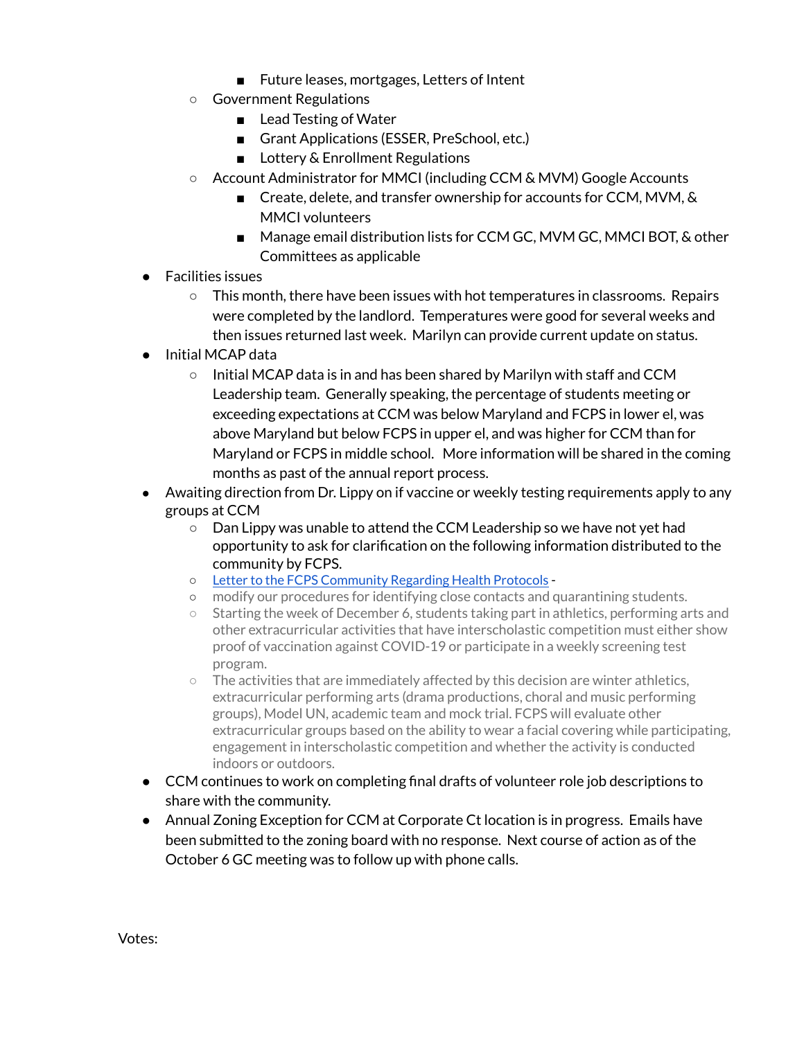- Future leases, mortgages, Letters of Intent
    - Government Regulations
        - Lead Testing of Water
        - Grant Applications (ESSER, PreSchool, etc.)
        - Lottery & Enrollment Regulations
    - Account Administrator for MMCI (including CCM & MVM) Google Accounts
        - Create, delete, and transfer ownership for accounts for CCM, MVM, & MMCI volunteers
        - Manage email distribution lists for CCM GC, MVM GC, MMCI BOT, & other Committees as applicable
- Facilities issues
    - This month, there have been issues with hot temperatures in classrooms. Repairs were completed by the landlord. Temperatures were good for several weeks and then issues returned last week. Marilyn can provide current update on status.
- Initial MCAP data
    - Initial MCAP data is in and has been shared by Marilyn with staff and CCM Leadership team. Generally speaking, the percentage of students meeting or exceeding expectations at CCM was below Maryland and FCPS in lower el, was above Maryland but below FCPS in upper el, and was higher for CCM than for Maryland or FCPS in middle school. More information will be shared in the coming months as past of the annual report process.
- Awaiting direction from Dr. Lippy on if vaccine or weekly testing requirements apply to any groups at CCM
    - Dan Lippy was unable to attend the CCM Leadership so we have not yet had opportunity to ask for clarification on the following information distributed to the community by FCPS.
    - [Letter to the FCPS Community Regarding Health Protocols]() -
    - modify our procedures for identifying close contacts and quarantining students.
    - Starting the week of December 6, students taking part in athletics, performing arts and other extracurricular activities that have interscholastic competition must either show proof of vaccination against COVID-19 or participate in a weekly screening test program.
    - The activities that are immediately affected by this decision are winter athletics, extracurricular performing arts (drama productions, choral and music performing groups), Model UN, academic team and mock trial. FCPS will evaluate other extracurricular groups based on the ability to wear a facial covering while participating, engagement in interscholastic competition and whether the activity is conducted indoors or outdoors.
- CCM continues to work on completing final drafts of volunteer role job descriptions to share with the community.
- Annual Zoning Exception for CCM at Corporate Ct location is in progress. Emails have been submitted to the zoning board with no response. Next course of action as of the October 6 GC meeting was to follow up with phone calls.

Votes: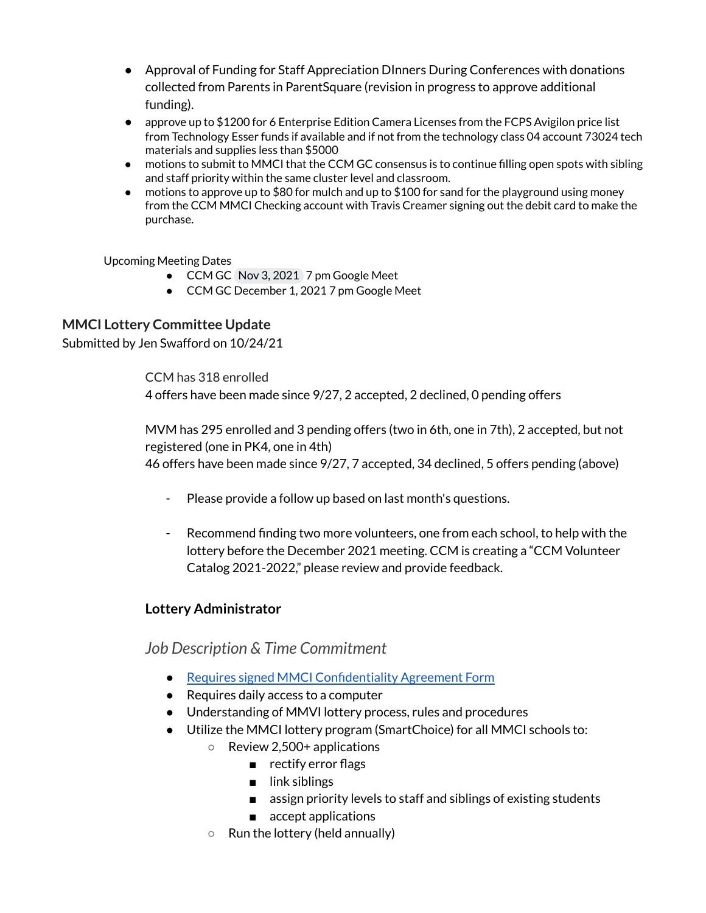- Approval of Funding for Staff Appreciation DInners During Conferences with donations collected from Parents in ParentSquare (revision in progress to approve additional funding).
- approve up to $1200 for 6 Enterprise Edition Camera Licenses from the FCPS Avigilon price list from Technology Esser funds if available and if not from the technology class 04 account 73024 tech materials and supplies less than $5000
- motions to submit to MMCI that the CCM GC consensus is to continue filling open spots with sibling and staff priority within the same cluster level and classroom.
- motions to approve up to $80 for mulch and up to $100 for sand for the playground using money from the CCM MMCI Checking account with Travis Creamer signing out the debit card to make the purchase.

Upcoming Meeting Dates

- CCM GC Nov 3, 2021 7 pm Google Meet
- CCM GC December 1, 2021 7 pm Google Meet

### MMCI Lottery Committee Update

Submitted by Jen Swafford on 10/24/21

CCM has 318 enrolled
4 offers have been made since 9/27, 2 accepted, 2 declined, 0 pending offers

MVM has 295 enrolled and 3 pending offers (two in 6th, one in 7th), 2 accepted, but not registered (one in PK4, one in 4th)
46 offers have been made since 9/27, 7 accepted, 34 declined, 5 offers pending (above)

- Please provide a follow up based on last month's questions.
- Recommend finding two more volunteers, one from each school, to help with the lottery before the December 2021 meeting. CCM is creating a "CCM Volunteer Catalog 2021-2022," please review and provide feedback.

#### Lottery Administrator

*Job Description & Time Commitment*

- Requires signed MMCI Confidentiality Agreement Form
- Requires daily access to a computer
- Understanding of MMVI lottery process, rules and procedures
- Utilize the MMCI lottery program (SmartChoice) for all MMCI schools to:
  - Review 2,500+ applications
    - rectify error flags
    - link siblings
    - assign priority levels to staff and siblings of existing students
    - accept applications
  - Run the lottery (held annually)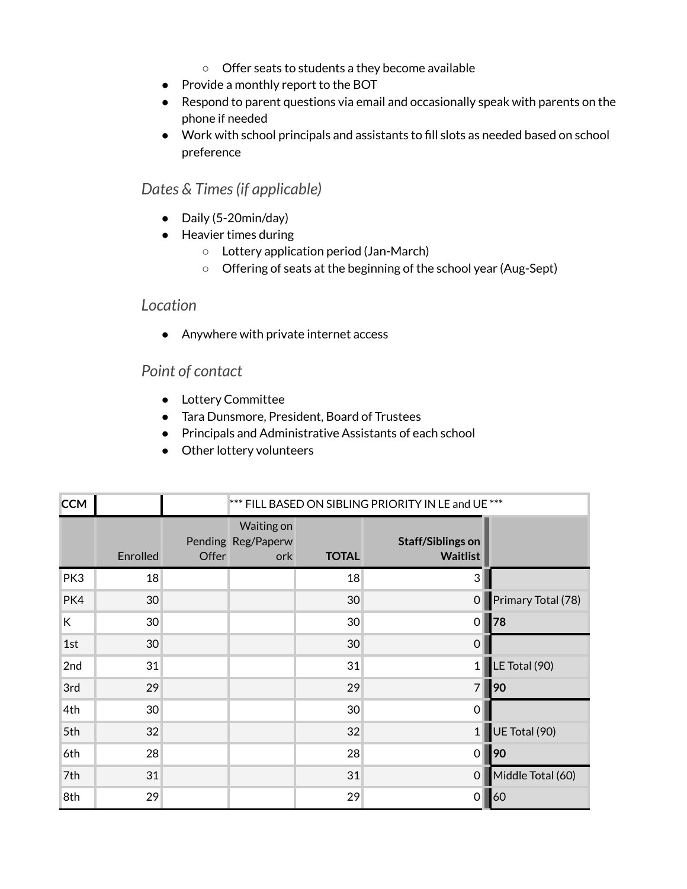- Offer seats to students a they become available
- Provide a monthly report to the BOT
- Respond to parent questions via email and occasionally speak with parents on the phone if needed
- Work with school principals and assistants to fill slots as needed based on school preference

### *Dates & Times (if applicable)*

- Daily (5-20min/day)
- Heavier times during
    - Lottery application period (Jan-March)
    - Offering of seats at the beginning of the school year (Aug-Sept)

### *Location*

- Anywhere with private internet access

### *Point of contact*

- Lottery Committee
- Tara Dunsmore, President, Board of Trustees
- Principals and Administrative Assistants of each school
- Other lottery volunteers

| **CCM** | | | *** FILL BASED ON SIBLING PRIORITY IN LE and UE *** | | | |
|---|---|---|---|---|---|---|
| | Enrolled | Pending Offer | Waiting on Reg/Paperwork | **TOTAL** | **Staff/Siblings on Waitlist** | |
| PK3 | 18 | | | 18 | 3 | |
| PK4 | 30 | | | 30 | 0 | Primary Total (78) |
| K | 30 | | | 30 | 0 | **78** |
| 1st | 30 | | | 30 | 0 | |
| 2nd | 31 | | | 31 | 1 | LE Total (90) |
| 3rd | 29 | | | 29 | 7 | **90** |
| 4th | 30 | | | 30 | 0 | |
| 5th | 32 | | | 32 | 1 | UE Total (90) |
| 6th | 28 | | | 28 | 0 | **90** |
| 7th | 31 | | | 31 | 0 | Middle Total (60) |
| 8th | 29 | | | 29 | 0 | 60 |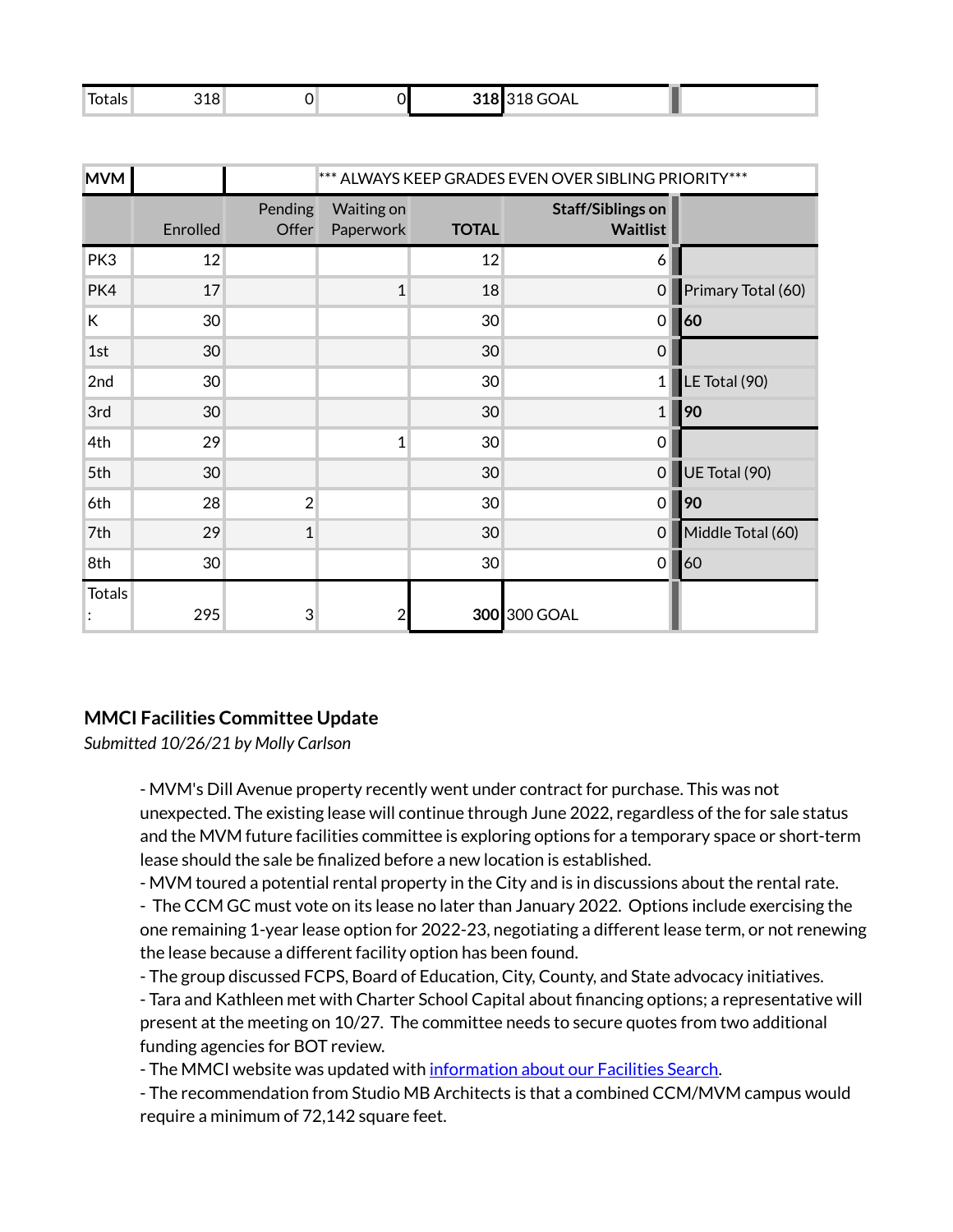| Totals | 318 | 0 | 0 | 318 | 318 GOAL | |
|---|---|---|---|---|---|---|

| MVM | | | *** ALWAYS KEEP GRADES EVEN OVER SIBLING PRIORITY*** | | | |
|---|---|---|---|---|---|---|
| | Enrolled | Pending Offer | Waiting on Paperwork | **TOTAL** | **Staff/Siblings on Waitlist** | |
| PK3 | 12 | | | 12 | 6 | |
| PK4 | 17 | | 1 | 18 | 0 | Primary Total (60) |
| K | 30 | | | 30 | 0 | **60** |
| 1st | 30 | | | 30 | 0 | |
| 2nd | 30 | | | 30 | 1 | LE Total (90) |
| 3rd | 30 | | | 30 | 1 | **90** |
| 4th | 29 | | 1 | 30 | 0 | |
| 5th | 30 | | | 30 | 0 | UE Total (90) |
| 6th | 28 | 2 | | 30 | 0 | **90** |
| 7th | 29 | 1 | | 30 | 0 | Middle Total (60) |
| 8th | 30 | | | 30 | 0 | 60 |
| Totals: | 295 | 3 | 2 | **300** | 300 GOAL | |

### MMCI Facilities Committee Update

*Submitted 10/26/21 by Molly Carlson*

- MVM's Dill Avenue property recently went under contract for purchase. This was not unexpected. The existing lease will continue through June 2022, regardless of the for sale status and the MVM future facilities committee is exploring options for a temporary space or short-term lease should the sale be finalized before a new location is established.
- MVM toured a potential rental property in the City and is in discussions about the rental rate.
- The CCM GC must vote on its lease no later than January 2022. Options include exercising the one remaining 1-year lease option for 2022-23, negotiating a different lease term, or not renewing the lease because a different facility option has been found.
- The group discussed FCPS, Board of Education, City, County, and State advocacy initiatives.
- Tara and Kathleen met with Charter School Capital about financing options; a representative will present at the meeting on 10/27. The committee needs to secure quotes from two additional funding agencies for BOT review.
- The MMCI website was updated with information about our Facilities Search.
- The recommendation from Studio MB Architects is that a combined CCM/MVM campus would require a minimum of 72,142 square feet.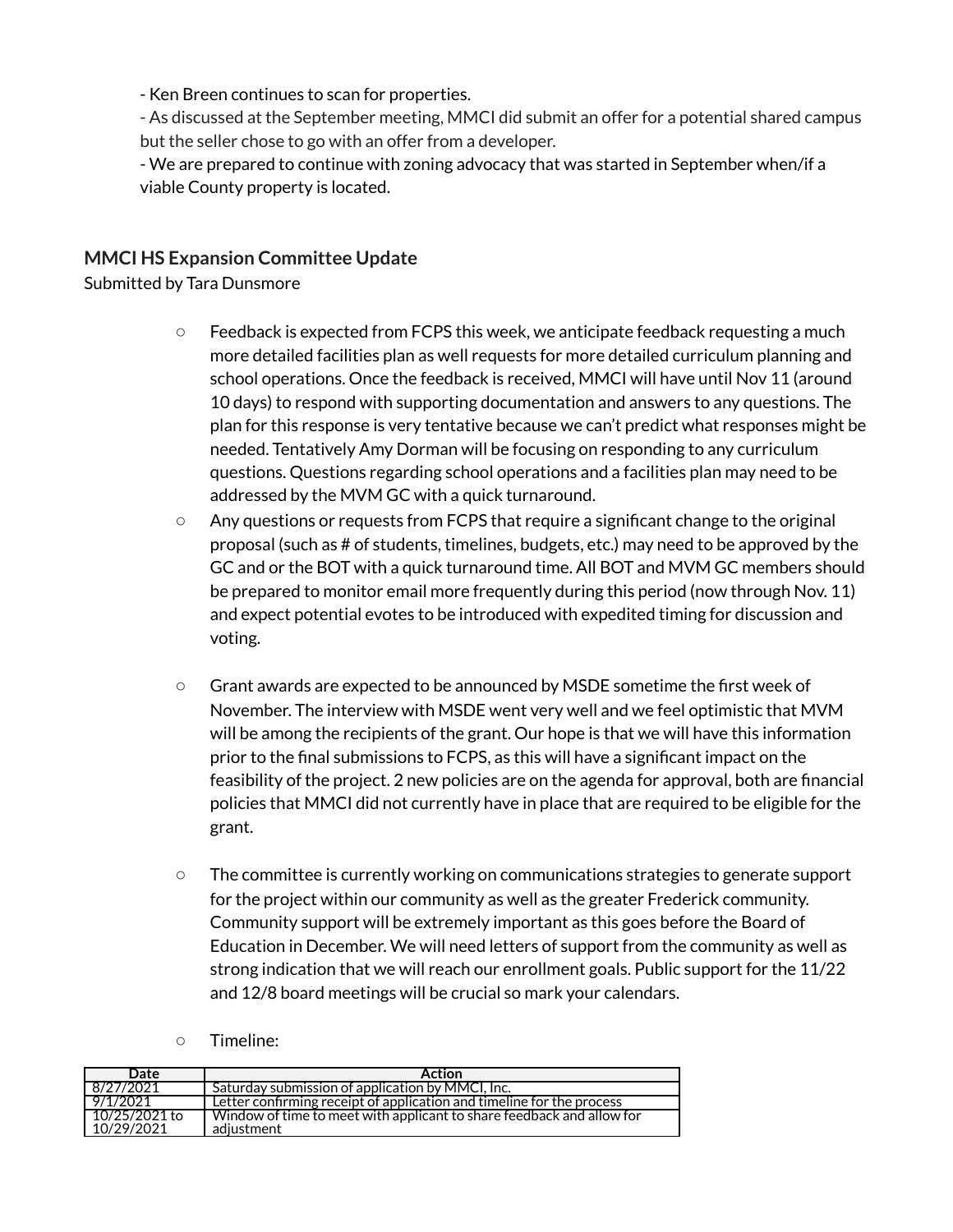- Ken Breen continues to scan for properties.
- As discussed at the September meeting, MMCI did submit an offer for a potential shared campus but the seller chose to go with an offer from a developer.
- We are prepared to continue with zoning advocacy that was started in September when/if a viable County property is located.

### MMCI HS Expansion Committee Update

Submitted by Tara Dunsmore

- Feedback is expected from FCPS this week, we anticipate feedback requesting a much more detailed facilities plan as well requests for more detailed curriculum planning and school operations. Once the feedback is received, MMCI will have until Nov 11 (around 10 days) to respond with supporting documentation and answers to any questions. The plan for this response is very tentative because we can't predict what responses might be needed. Tentatively Amy Dorman will be focusing on responding to any curriculum questions. Questions regarding school operations and a facilities plan may need to be addressed by the MVM GC with a quick turnaround.
- Any questions or requests from FCPS that require a significant change to the original proposal (such as # of students, timelines, budgets, etc.) may need to be approved by the GC and or the BOT with a quick turnaround time. All BOT and MVM GC members should be prepared to monitor email more frequently during this period (now through Nov. 11) and expect potential evotes to be introduced with expedited timing for discussion and voting.

- Grant awards are expected to be announced by MSDE sometime the first week of November. The interview with MSDE went very well and we feel optimistic that MVM will be among the recipients of the grant. Our hope is that we will have this information prior to the final submissions to FCPS, as this will have a significant impact on the feasibility of the project. 2 new policies are on the agenda for approval, both are financial policies that MMCI did not currently have in place that are required to be eligible for the grant.

- The committee is currently working on communications strategies to generate support for the project within our community as well as the greater Frederick community. Community support will be extremely important as this goes before the Board of Education in December. We will need letters of support from the community as well as strong indication that we will reach our enrollment goals. Public support for the 11/22 and 12/8 board meetings will be crucial so mark your calendars.

- Timeline:

| Date | Action |
|---|---|
| 8/27/2021 | Saturday submission of application by MMCI, Inc. |
| 9/1/2021 | Letter confirming receipt of application and timeline for the process |
| 10/25/2021 to 10/29/2021 | Window of time to meet with applicant to share feedback and allow for adjustment |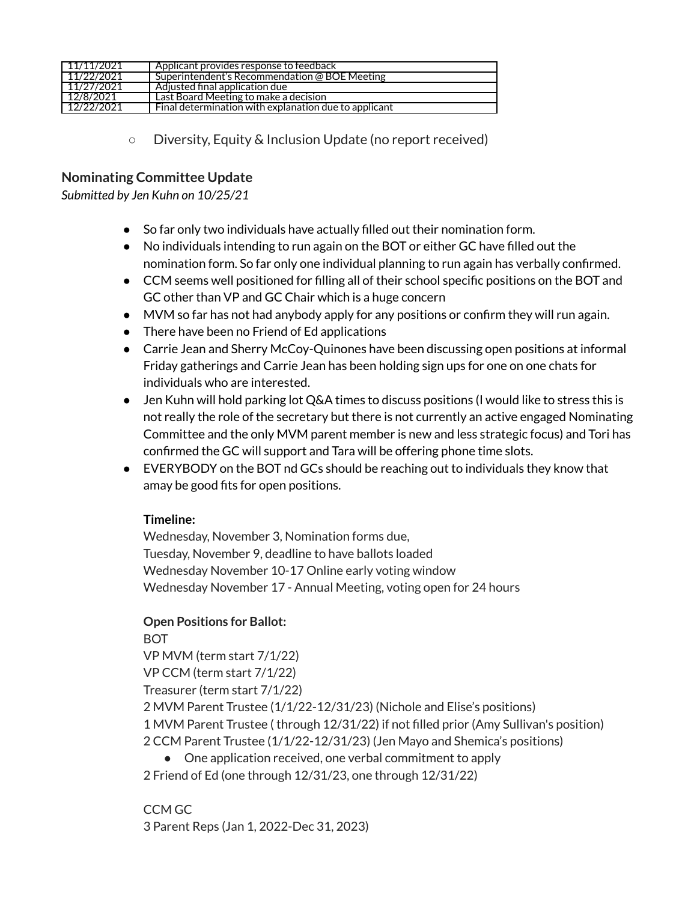| 11/11/2021 | Applicant provides response to feedback |
|---|---|
| 11/22/2021 | Superintendent's Recommendation @ BOE Meeting |
| 11/27/2021 | Adjusted final application due |
| 12/8/2021 | Last Board Meeting to make a decision |
| 12/22/2021 | Final determination with explanation due to applicant |

- Diversity, Equity & Inclusion Update (no report received)

**Nominating Committee Update**
*Submitted by Jen Kuhn on 10/25/21*

- So far only two individuals have actually filled out their nomination form.
- No individuals intending to run again on the BOT or either GC have filled out the nomination form. So far only one individual planning to run again has verbally confirmed.
- CCM seems well positioned for filling all of their school specific positions on the BOT and GC other than VP and GC Chair which is a huge concern
- MVM so far has not had anybody apply for any positions or confirm they will run again.
- There have been no Friend of Ed applications
- Carrie Jean and Sherry McCoy-Quinones have been discussing open positions at informal Friday gatherings and Carrie Jean has been holding sign ups for one on one chats for individuals who are interested.
- Jen Kuhn will hold parking lot Q&A times to discuss positions (I would like to stress this is not really the role of the secretary but there is not currently an active engaged Nominating Committee and the only MVM parent member is new and less strategic focus) and Tori has confirmed the GC will support and Tara will be offering phone time slots.
- EVERYBODY on the BOT nd GCs should be reaching out to individuals they know that amay be good fits for open positions.

**Timeline:**
Wednesday, November 3, Nomination forms due,
Tuesday, November 9, deadline to have ballots loaded
Wednesday November 10-17 Online early voting window
Wednesday November 17 - Annual Meeting, voting open for 24 hours

**Open Positions for Ballot:**
BOT
VP MVM (term start 7/1/22)
VP CCM (term start 7/1/22)
Treasurer (term start 7/1/22)
2 MVM Parent Trustee (1/1/22-12/31/23) (Nichole and Elise's positions)
1 MVM Parent Trustee ( through 12/31/22) if not filled prior (Amy Sullivan's position)
2 CCM Parent Trustee (1/1/22-12/31/23) (Jen Mayo and Shemica's positions)

- One application received, one verbal commitment to apply

2 Friend of Ed (one through 12/31/23, one through 12/31/22)

CCM GC
3 Parent Reps (Jan 1, 2022-Dec 31, 2023)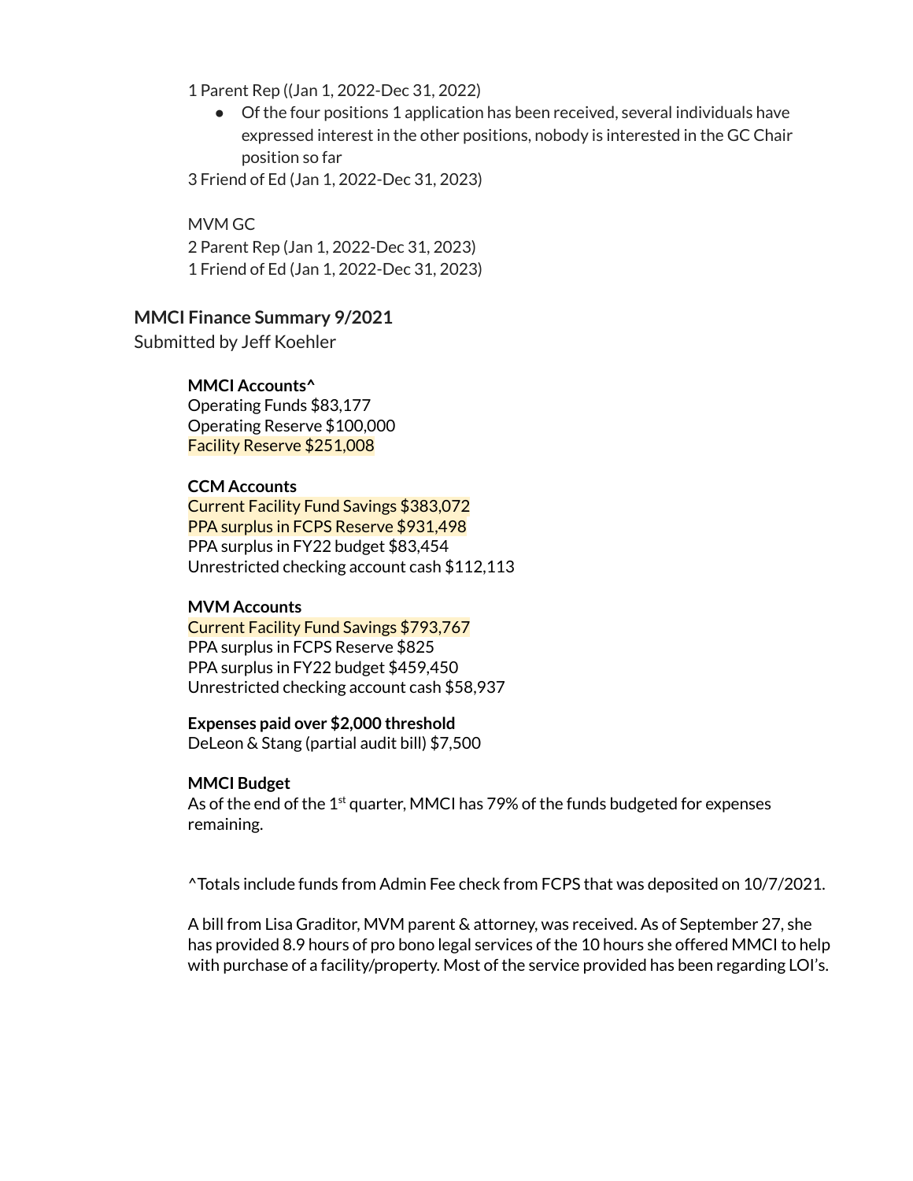1 Parent Rep ((Jan 1, 2022-Dec 31, 2022)

- Of the four positions 1 application has been received, several individuals have expressed interest in the other positions, nobody is interested in the GC Chair position so far

3 Friend of Ed (Jan 1, 2022-Dec 31, 2023)

MVM GC
2 Parent Rep (Jan 1, 2022-Dec 31, 2023)
1 Friend of Ed (Jan 1, 2022-Dec 31, 2023)

### MMCI Finance Summary 9/2021

Submitted by Jeff Koehler

**MMCI Accounts^**
Operating Funds $83,177
Operating Reserve $100,000
Facility Reserve $251,008

**CCM Accounts**
Current Facility Fund Savings $383,072
PPA surplus in FCPS Reserve $931,498
PPA surplus in FY22 budget $83,454
Unrestricted checking account cash $112,113

**MVM Accounts**
Current Facility Fund Savings $793,767
PPA surplus in FCPS Reserve $825
PPA surplus in FY22 budget $459,450
Unrestricted checking account cash $58,937

**Expenses paid over $2,000 threshold**
DeLeon & Stang (partial audit bill) $7,500

**MMCI Budget**
As of the end of the 1st quarter, MMCI has 79% of the funds budgeted for expenses remaining.

^Totals include funds from Admin Fee check from FCPS that was deposited on 10/7/2021.

A bill from Lisa Graditor, MVM parent & attorney, was received. As of September 27, she has provided 8.9 hours of pro bono legal services of the 10 hours she offered MMCI to help with purchase of a facility/property. Most of the service provided has been regarding LOI's.